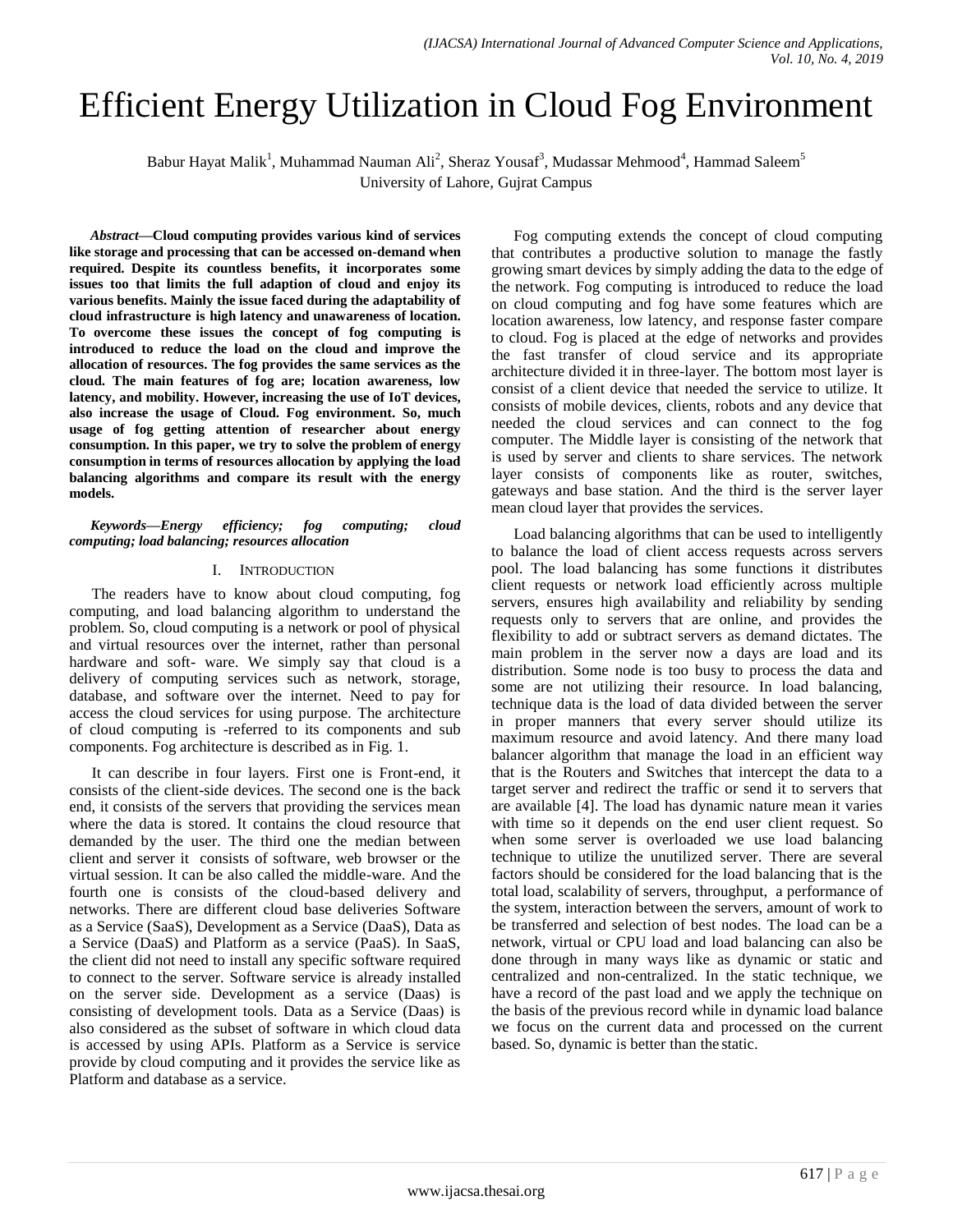# Efficient Energy Utilization in Cloud Fog Environment

Babur Hayat Malik[1], Muhammad Nauman Ali[2], Sheraz Yousaf[3], Mudassar Mehmood[4], Hammad Saleem[5]
University of Lahore, Gujrat Campus

***Abstract*—Cloud computing provides various kind of services like storage and processing that can be accessed on-demand when required. Despite its countless benefits, it incorporates some issues too that limits the full adaption of cloud and enjoy its various benefits. Mainly the issue faced during the adaptability of cloud infrastructure is high latency and unawareness of location. To overcome these issues the concept of fog computing is introduced to reduce the load on the cloud and improve the allocation of resources. The fog provides the same services as the cloud. The main features of fog are; location awareness, low latency, and mobility. However, increasing the use of IoT devices, also increase the usage of Cloud. Fog environment. So, much usage of fog getting attention of researcher about energy consumption. In this paper, we try to solve the problem of energy consumption in terms of resources allocation by applying the load balancing algorithms and compare its result with the energy models.**

***Keywords*—*Energy efficiency; fog computing; cloud computing; load balancing; resources allocation***

## I. Introduction

The readers have to know about cloud computing, fog computing, and load balancing algorithm to understand the problem. So, cloud computing is a network or pool of physical and virtual resources over the internet, rather than personal hardware and soft- ware. We simply say that cloud is a delivery of computing services such as network, storage, database, and software over the internet. Need to pay for access the cloud services for using purpose. The architecture of cloud computing is -referred to its components and sub components. Fog architecture is described as in Fig. 1.

It can describe in four layers. First one is Front-end, it consists of the client-side devices. The second one is the back end, it consists of the servers that providing the services mean where the data is stored. It contains the cloud resource that demanded by the user. The third one the median between client and server it consists of software, web browser or the virtual session. It can be also called the middle-ware. And the fourth one is consists of the cloud-based delivery and networks. There are different cloud base deliveries Software as a Service (SaaS), Development as a Service (DaaS), Data as a Service (DaaS) and Platform as a service (PaaS). In SaaS, the client did not need to install any specific software required to connect to the server. Software service is already installed on the server side. Development as a service (Daas) is consisting of development tools. Data as a Service (Daas) is also considered as the subset of software in which cloud data is accessed by using APIs. Platform as a Service is service provide by cloud computing and it provides the service like as Platform and database as a service.

Fog computing extends the concept of cloud computing that contributes a productive solution to manage the fastly growing smart devices by simply adding the data to the edge of the network. Fog computing is introduced to reduce the load on cloud computing and fog have some features which are location awareness, low latency, and response faster compare to cloud. Fog is placed at the edge of networks and provides the fast transfer of cloud service and its appropriate architecture divided it in three-layer. The bottom most layer is consist of a client device that needed the service to utilize. It consists of mobile devices, clients, robots and any device that needed the cloud services and can connect to the fog computer. The Middle layer is consisting of the network that is used by server and clients to share services. The network layer consists of components like as router, switches, gateways and base station. And the third is the server layer mean cloud layer that provides the services.

Load balancing algorithms that can be used to intelligently to balance the load of client access requests across servers pool. The load balancing has some functions it distributes client requests or network load efficiently across multiple servers, ensures high availability and reliability by sending requests only to servers that are online, and provides the flexibility to add or subtract servers as demand dictates. The main problem in the server now a days are load and its distribution. Some node is too busy to process the data and some are not utilizing their resource. In load balancing, technique data is the load of data divided between the server in proper manners that every server should utilize its maximum resource and avoid latency. And there many load balancer algorithm that manage the load in an efficient way that is the Routers and Switches that intercept the data to a target server and redirect the traffic or send it to servers that are available [4]. The load has dynamic nature mean it varies with time so it depends on the end user client request. So when some server is overloaded we use load balancing technique to utilize the unutilized server. There are several factors should be considered for the load balancing that is the total load, scalability of servers, throughput, a performance of the system, interaction between the servers, amount of work to be transferred and selection of best nodes. The load can be a network, virtual or CPU load and load balancing can also be done through in many ways like as dynamic or static and centralized and non-centralized. In the static technique, we have a record of the past load and we apply the technique on the basis of the previous record while in dynamic load balance we focus on the current data and processed on the current based. So, dynamic is better than the static.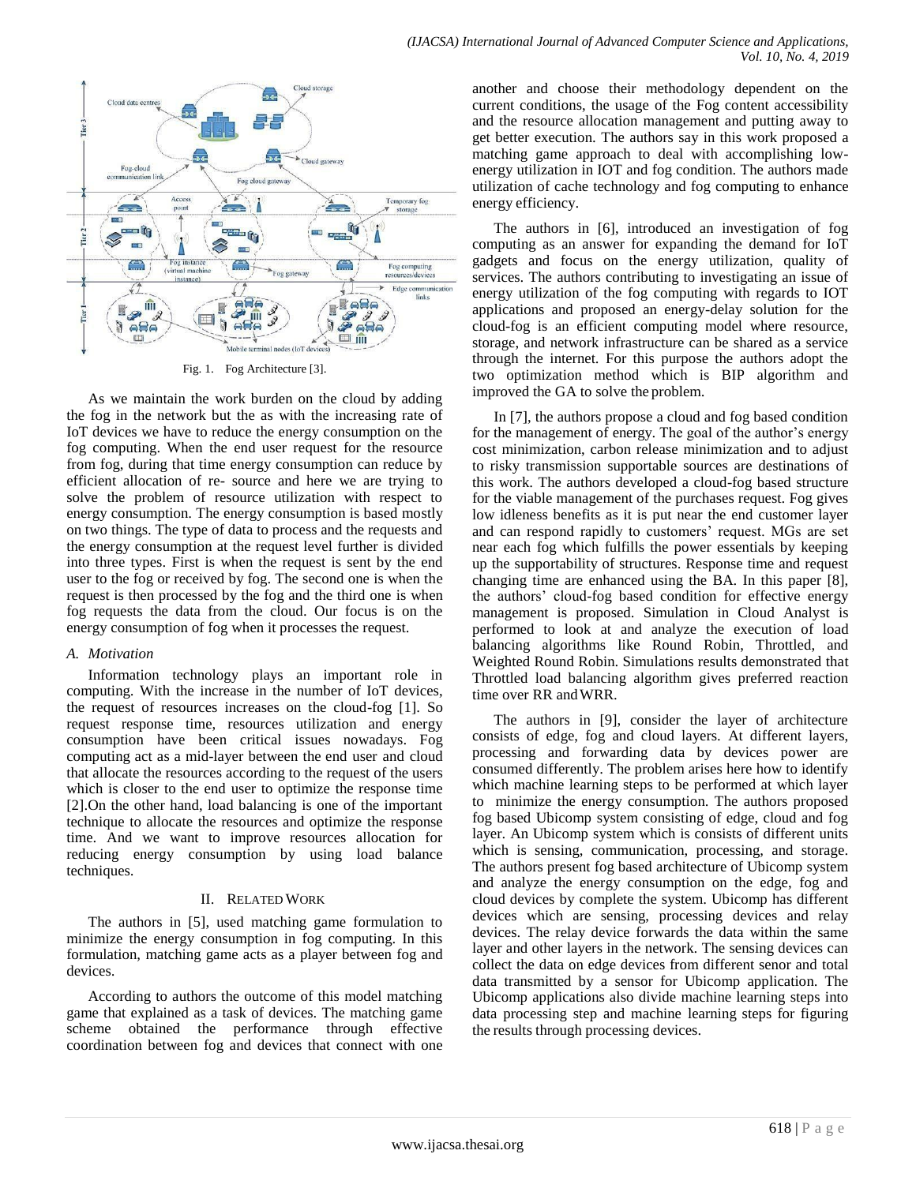Fig. 1. Fog Architecture [3].

As we maintain the work burden on the cloud by adding the fog in the network but the as with the increasing rate of IoT devices we have to reduce the energy consumption on the fog computing. When the end user request for the resource from fog, during that time energy consumption can reduce by efficient allocation of re- source and here we are trying to solve the problem of resource utilization with respect to energy consumption. The energy consumption is based mostly on two things. The type of data to process and the requests and the energy consumption at the request level further is divided into three types. First is when the request is sent by the end user to the fog or received by fog. The second one is when the request is then processed by the fog and the third one is when fog requests the data from the cloud. Our focus is on the energy consumption of fog when it processes the request.

### A. Motivation

Information technology plays an important role in computing. With the increase in the number of IoT devices, the request of resources increases on the cloud-fog [1]. So request response time, resources utilization and energy consumption have been critical issues nowadays. Fog computing act as a mid-layer between the end user and cloud that allocate the resources according to the request of the users which is closer to the end user to optimize the response time [2].On the other hand, load balancing is one of the important technique to allocate the resources and optimize the response time. And we want to improve resources allocation for reducing energy consumption by using load balance techniques.

## II. Related Work

The authors in [5], used matching game formulation to minimize the energy consumption in fog computing. In this formulation, matching game acts as a player between fog and devices.

According to authors the outcome of this model matching game that explained as a task of devices. The matching game scheme obtained the performance through effective coordination between fog and devices that connect with one another and choose their methodology dependent on the current conditions, the usage of the Fog content accessibility and the resource allocation management and putting away to get better execution. The authors say in this work proposed a matching game approach to deal with accomplishing low-energy utilization in IOT and fog condition. The authors made utilization of cache technology and fog computing to enhance energy efficiency.

The authors in [6], introduced an investigation of fog computing as an answer for expanding the demand for IoT gadgets and focus on the energy utilization, quality of services. The authors contributing to investigating an issue of energy utilization of the fog computing with regards to IOT applications and proposed an energy-delay solution for the cloud-fog is an efficient computing model where resource, storage, and network infrastructure can be shared as a service through the internet. For this purpose the authors adopt the two optimization method which is BIP algorithm and improved the GA to solve the problem.

In [7], the authors propose a cloud and fog based condition for the management of energy. The goal of the author's energy cost minimization, carbon release minimization and to adjust to risky transmission supportable sources are destinations of this work. The authors developed a cloud-fog based structure for the viable management of the purchases request. Fog gives low idleness benefits as it is put near the end customer layer and can respond rapidly to customers' request. MGs are set near each fog which fulfills the power essentials by keeping up the supportability of structures. Response time and request changing time are enhanced using the BA. In this paper [8], the authors' cloud-fog based condition for effective energy management is proposed. Simulation in Cloud Analyst is performed to look at and analyze the execution of load balancing algorithms like Round Robin, Throttled, and Weighted Round Robin. Simulations results demonstrated that Throttled load balancing algorithm gives preferred reaction time over RR and WRR.

The authors in [9], consider the layer of architecture consists of edge, fog and cloud layers. At different layers, processing and forwarding data by devices power are consumed differently. The problem arises here how to identify which machine learning steps to be performed at which layer to minimize the energy consumption. The authors proposed fog based Ubicomp system consisting of edge, cloud and fog layer. An Ubicomp system which is consists of different units which is sensing, communication, processing, and storage. The authors present fog based architecture of Ubicomp system and analyze the energy consumption on the edge, fog and cloud devices by complete the system. Ubicomp has different devices which are sensing, processing devices and relay devices. The relay device forwards the data within the same layer and other layers in the network. The sensing devices can collect the data on edge devices from different senor and total data transmitted by a sensor for Ubicomp application. The Ubicomp applications also divide machine learning steps into data processing step and machine learning steps for figuring the results through processing devices.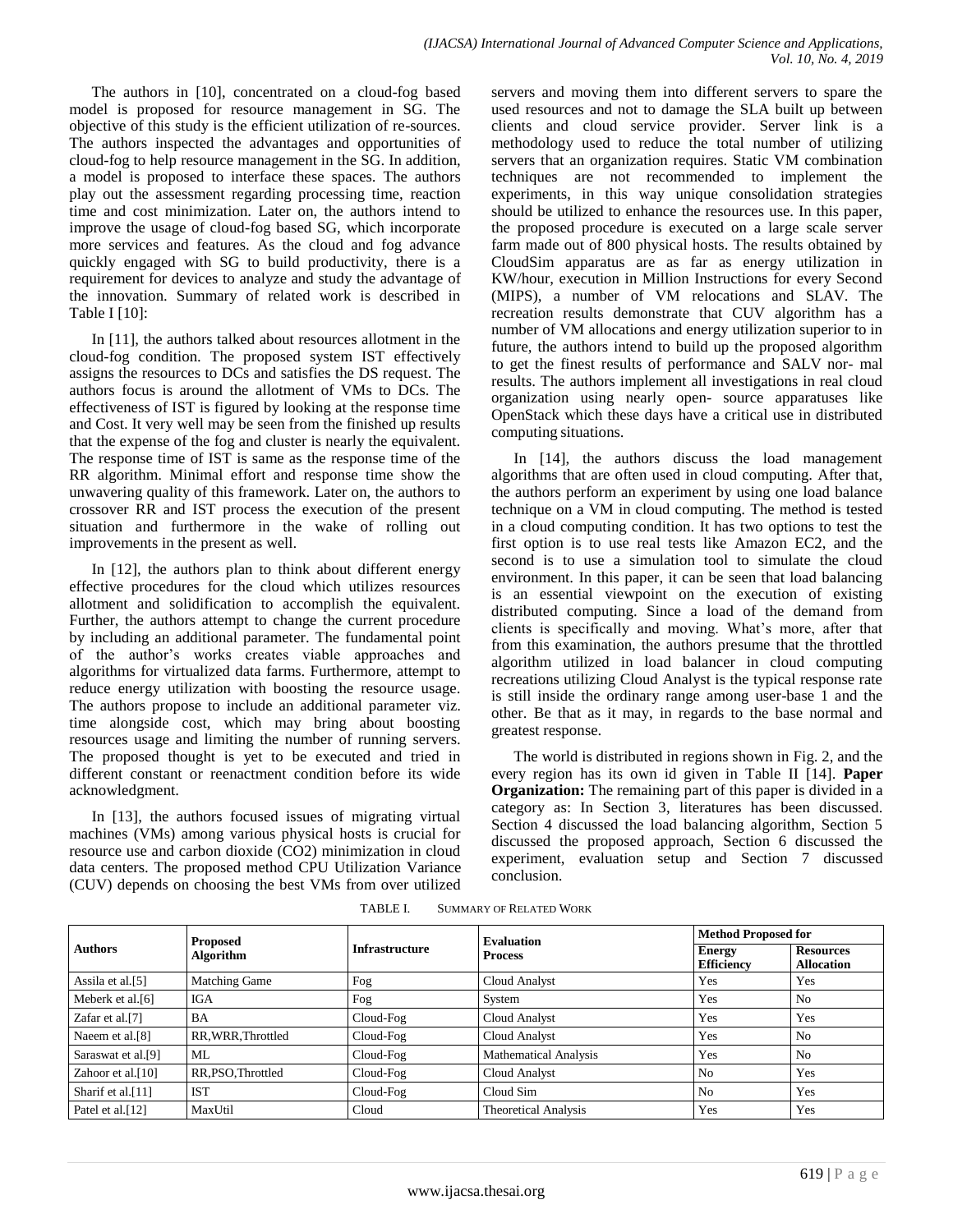The authors in [10], concentrated on a cloud-fog based model is proposed for resource management in SG. The objective of this study is the efficient utilization of re-sources. The authors inspected the advantages and opportunities of cloud-fog to help resource management in the SG. In addition, a model is proposed to interface these spaces. The authors play out the assessment regarding processing time, reaction time and cost minimization. Later on, the authors intend to improve the usage of cloud-fog based SG, which incorporate more services and features. As the cloud and fog advance quickly engaged with SG to build productivity, there is a requirement for devices to analyze and study the advantage of the innovation. Summary of related work is described in Table I [10]:

In [11], the authors talked about resources allotment in the cloud-fog condition. The proposed system IST effectively assigns the resources to DCs and satisfies the DS request. The authors focus is around the allotment of VMs to DCs. The effectiveness of IST is figured by looking at the response time and Cost. It very well may be seen from the finished up results that the expense of the fog and cluster is nearly the equivalent. The response time of IST is same as the response time of the RR algorithm. Minimal effort and response time show the unwavering quality of this framework. Later on, the authors to crossover RR and IST process the execution of the present situation and furthermore in the wake of rolling out improvements in the present as well.

In [12], the authors plan to think about different energy effective procedures for the cloud which utilizes resources allotment and solidification to accomplish the equivalent. Further, the authors attempt to change the current procedure by including an additional parameter. The fundamental point of the author's works creates viable approaches and algorithms for virtualized data farms. Furthermore, attempt to reduce energy utilization with boosting the resource usage. The authors propose to include an additional parameter viz. time alongside cost, which may bring about boosting resources usage and limiting the number of running servers. The proposed thought is yet to be executed and tried in different constant or reenactment condition before its wide acknowledgment.

In [13], the authors focused issues of migrating virtual machines (VMs) among various physical hosts is crucial for resource use and carbon dioxide ($CO_2$) minimization in cloud data centers. The proposed method CPU Utilization Variance (CUV) depends on choosing the best VMs from over utilized servers and moving them into different servers to spare the used resources and not to damage the SLA built up between clients and cloud service provider. Server link is a methodology used to reduce the total number of utilizing servers that an organization requires. Static VM combination techniques are not recommended to implement the experiments, in this way unique consolidation strategies should be utilized to enhance the resources use. In this paper, the proposed procedure is executed on a large scale server farm made out of 800 physical hosts. The results obtained by CloudSim apparatus are as far as energy utilization in KW/hour, execution in Million Instructions for every Second (MIPS), a number of VM relocations and SLAV. The recreation results demonstrate that CUV algorithm has a number of VM allocations and energy utilization superior to in future, the authors intend to build up the proposed algorithm to get the finest results of performance and SALV nor- mal results. The authors implement all investigations in real cloud organization using nearly open- source apparatuses like OpenStack which these days have a critical use in distributed computing situations.

In [14], the authors discuss the load management algorithms that are often used in cloud computing. After that, the authors perform an experiment by using one load balance technique on a VM in cloud computing. The method is tested in a cloud computing condition. It has two options to test the first option is to use real tests like Amazon EC2, and the second is to use a simulation tool to simulate the cloud environment. In this paper, it can be seen that load balancing is an essential viewpoint on the execution of existing distributed computing. Since a load of the demand from clients is specifically and moving. What's more, after that from this examination, the authors presume that the throttled algorithm utilized in load balancer in cloud computing recreations utilizing Cloud Analyst is the typical response rate is still inside the ordinary range among user-base 1 and the other. Be that as it may, in regards to the base normal and greatest response.

The world is distributed in regions shown in Fig. 2, and the every region has its own id given in Table II [14]. **Paper Organization:** The remaining part of this paper is divided in a category as: In Section 3, literatures has been discussed. Section 4 discussed the load balancing algorithm, Section 5 discussed the proposed approach, Section 6 discussed the experiment, evaluation setup and Section 7 discussed conclusion.

TABLE I. SUMMARY OF RELATED WORK

| Authors | Proposed Algorithm | Infrastructure | Evaluation Process | Method Proposed for | |
|---|---|---|---|---|---|
| | | | | Energy Efficiency | Resources Allocation |
| Assila et al.[5] | Matching Game | Fog | Cloud Analyst | Yes | Yes |
| Meberk et al.[6] | IGA | Fog | System | Yes | No |
| Zafar et al.[7] | BA | Cloud-Fog | Cloud Analyst | Yes | Yes |
| Naeem et al.[8] | RR,WRR,Throttled | Cloud-Fog | Cloud Analyst | Yes | No |
| Saraswat et al.[9] | ML | Cloud-Fog | Mathematical Analysis | Yes | No |
| Zahoor et al.[10] | RR,PSO,Throttled | Cloud-Fog | Cloud Analyst | No | Yes |
| Sharif et al.[11] | IST | Cloud-Fog | Cloud Sim | No | Yes |
| Patel et al.[12] | MaxUtil | Cloud | Theoretical Analysis | Yes | Yes |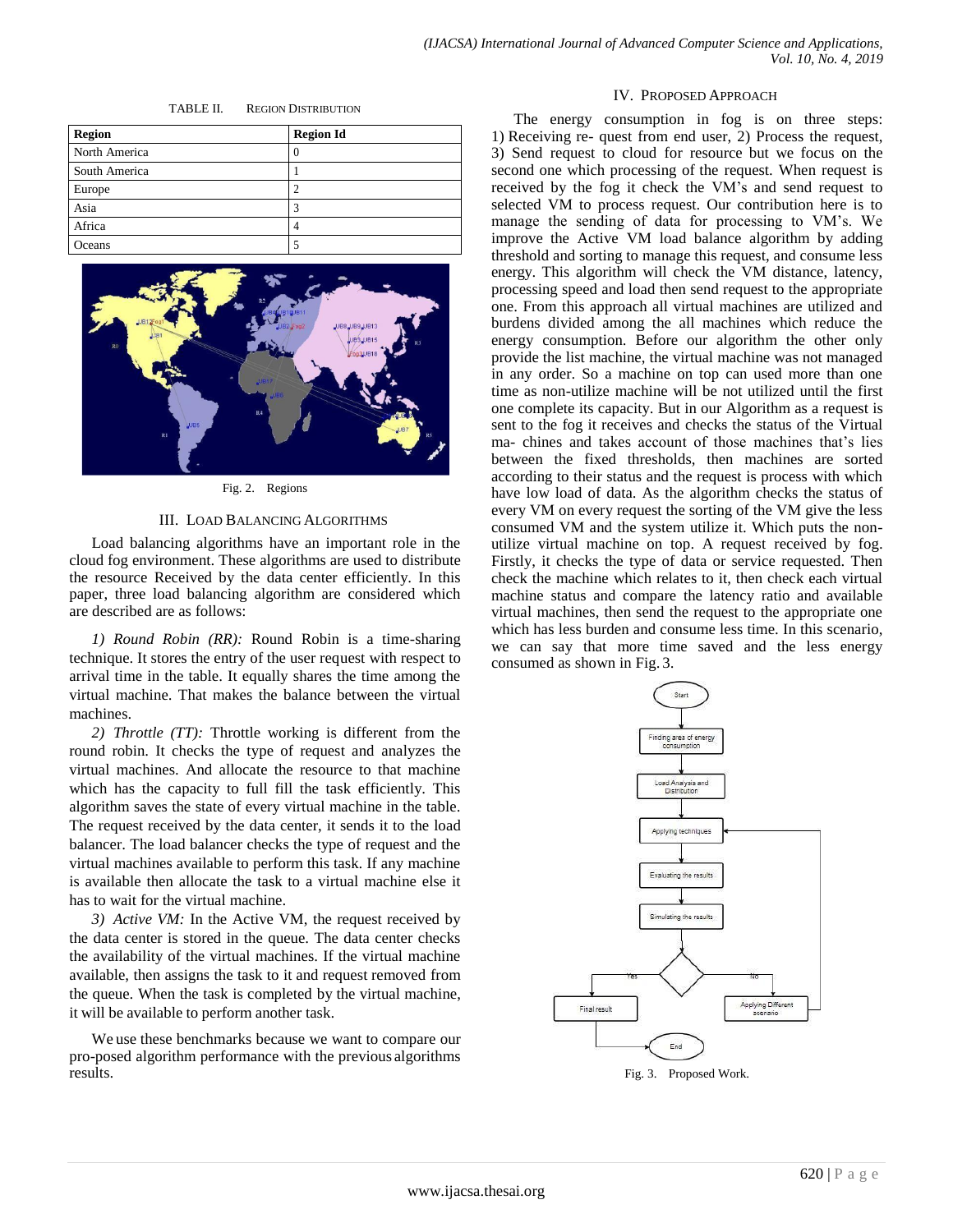TABLE II. REGION DISTRIBUTION

| Region | Region Id |
|---|---|
| North America | 0 |
| South America | 1 |
| Europe | 2 |
| Asia | 3 |
| Africa | 4 |
| Oceans | 5 |

Fig. 2. Regions

## III. LOAD BALANCING ALGORITHMS

Load balancing algorithms have an important role in the cloud fog environment. These algorithms are used to distribute the resource Received by the data center efficiently. In this paper, three load balancing algorithm are considered which are described are as follows:

*1) Round Robin (RR):* Round Robin is a time-sharing technique. It stores the entry of the user request with respect to arrival time in the table. It equally shares the time among the virtual machine. That makes the balance between the virtual machines.

*2) Throttle (TT):* Throttle working is different from the round robin. It checks the type of request and analyzes the virtual machines. And allocate the resource to that machine which has the capacity to full fill the task efficiently. This algorithm saves the state of every virtual machine in the table. The request received by the data center, it sends it to the load balancer. The load balancer checks the type of request and the virtual machines available to perform this task. If any machine is available then allocate the task to a virtual machine else it has to wait for the virtual machine.

*3) Active VM:* In the Active VM, the request received by the data center is stored in the queue. The data center checks the availability of the virtual machines. If the virtual machine available, then assigns the task to it and request removed from the queue. When the task is completed by the virtual machine, it will be available to perform another task.

We use these benchmarks because we want to compare our pro-posed algorithm performance with the previous algorithms results.

## IV. PROPOSED APPROACH

The energy consumption in fog is on three steps: 1) Receiving re- quest from end user, 2) Process the request, 3) Send request to cloud for resource but we focus on the second one which processing of the request. When request is received by the fog it check the VM's and send request to selected VM to process request. Our contribution here is to manage the sending of data for processing to VM's. We improve the Active VM load balance algorithm by adding threshold and sorting to manage this request, and consume less energy. This algorithm will check the VM distance, latency, processing speed and load then send request to the appropriate one. From this approach all virtual machines are utilized and burdens divided among the all machines which reduce the energy consumption. Before our algorithm the other only provide the list machine, the virtual machine was not managed in any order. So a machine on top can used more than one time as non-utilize machine will be not utilized until the first one complete its capacity. But in our Algorithm as a request is sent to the fog it receives and checks the status of the Virtual ma- chines and takes account of those machines that's lies between the fixed thresholds, then machines are sorted according to their status and the request is process with which have low load of data. As the algorithm checks the status of every VM on every request the sorting of the VM give the less consumed VM and the system utilize it. Which puts the non-utilize virtual machine on top. A request received by fog. Firstly, it checks the type of data or service requested. Then check the machine which relates to it, then check each virtual machine status and compare the latency ratio and available virtual machines, then send the request to the appropriate one which has less burden and consume less time. In this scenario, we can say that more time saved and the less energy consumed as shown in Fig. 3.

Fig. 3. Proposed Work.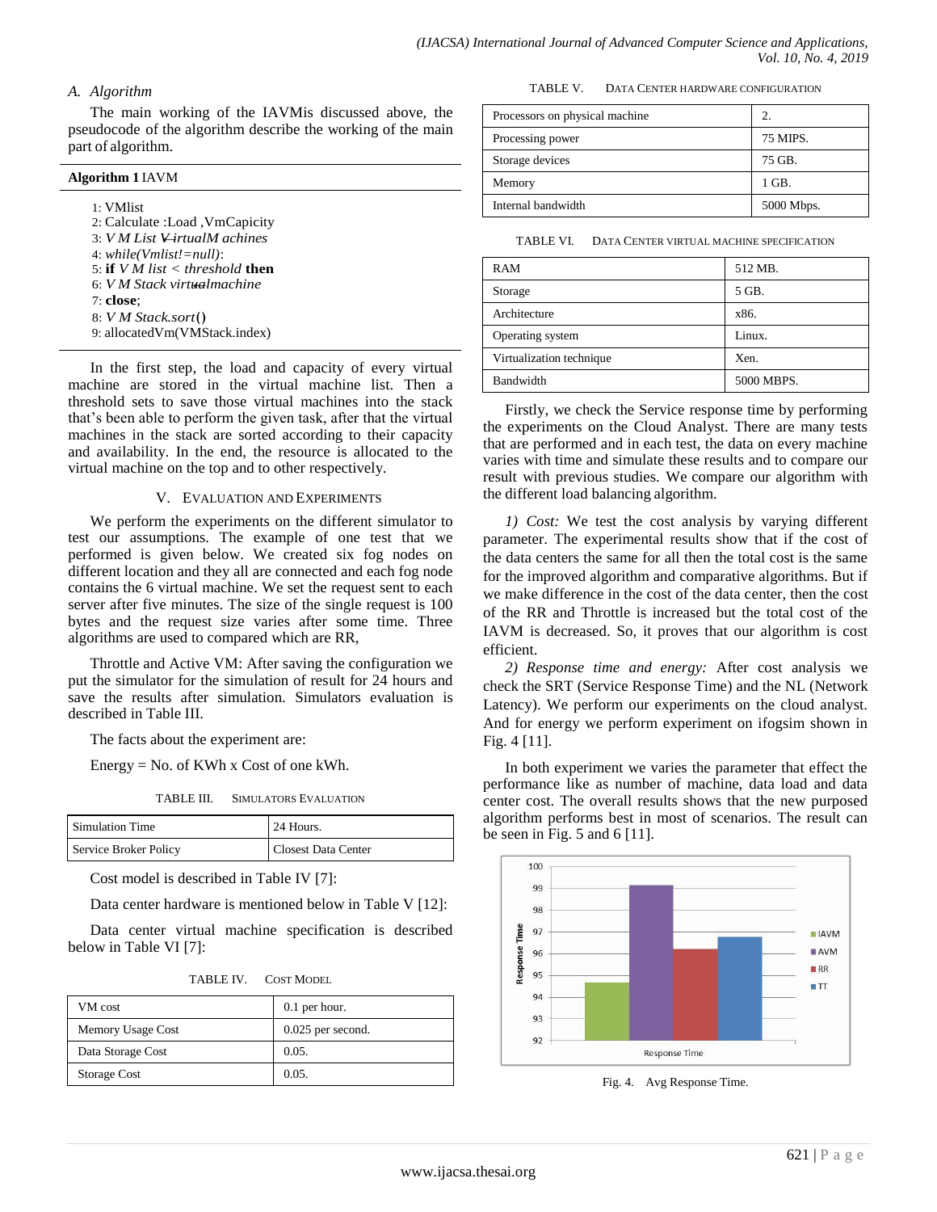### A. Algorithm

The main working of the IAVMis discussed above, the pseudocode of the algorithm describe the working of the main part of algorithm.

**Algorithm 1** IAVM

```
1: VMlist
2: Calculate :Load ,VmCapicity
3: V M List V irtualM achines
4: while(Vmlist!=null):
5: if V M list < threshold then
6: V M Stack virtualmachine
7: close;
8: V M Stack.sort()
9: allocatedVm(VMStack.index)
```

In the first step, the load and capacity of every virtual machine are stored in the virtual machine list. Then a threshold sets to save those virtual machines into the stack that's been able to perform the given task, after that the virtual machines in the stack are sorted according to their capacity and availability. In the end, the resource is allocated to the virtual machine on the top and to other respectively.

## V. Evaluation and Experiments

We perform the experiments on the different simulator to test our assumptions. The example of one test that we performed is given below. We created six fog nodes on different location and they all are connected and each fog node contains the 6 virtual machine. We set the request sent to each server after five minutes. The size of the single request is 100 bytes and the request size varies after some time. Three algorithms are used to compared which are RR,

Throttle and Active VM: After saving the configuration we put the simulator for the simulation of result for 24 hours and save the results after simulation. Simulators evaluation is described in Table III.

The facts about the experiment are:

Energy = No. of KWh x Cost of one kWh.

TABLE III. Simulators Evaluation

| Simulation Time | 24 Hours. |
|---|---|
| Service Broker Policy | Closest Data Center |

Cost model is described in Table IV [7]:

Data center hardware is mentioned below in Table V [12]:

Data center virtual machine specification is described below in Table VI [7]:

TABLE IV. Cost Model

| VM cost | 0.1 per hour. |
|---|---|
| Memory Usage Cost | 0.025 per second. |
| Data Storage Cost | 0.05. |
| Storage Cost | 0.05. |

TABLE V. Data Center hardware configuration

| Processors on physical machine | 2. |
|---|---|
| Processing power | 75 MIPS. |
| Storage devices | 75 GB. |
| Memory | 1 GB. |
| Internal bandwidth | 5000 Mbps. |

TABLE VI. Data Center virtual machine specification

| RAM | 512 MB. |
|---|---|
| Storage | 5 GB. |
| Architecture | x86. |
| Operating system | Linux. |
| Virtualization technique | Xen. |
| Bandwidth | 5000 MBPS. |

Firstly, we check the Service response time by performing the experiments on the Cloud Analyst. There are many tests that are performed and in each test, the data on every machine varies with time and simulate these results and to compare our result with previous studies. We compare our algorithm with the different load balancing algorithm.

*1) Cost:* We test the cost analysis by varying different parameter. The experimental results show that if the cost of the data centers the same for all then the total cost is the same for the improved algorithm and comparative algorithms. But if we make difference in the cost of the data center, then the cost of the RR and Throttle is increased but the total cost of the IAVM is decreased. So, it proves that our algorithm is cost efficient.

*2) Response time and energy:* After cost analysis we check the SRT (Service Response Time) and the NL (Network Latency). We perform our experiments on the cloud analyst. And for energy we perform experiment on ifogsim shown in Fig. 4 [11].

In both experiment we varies the parameter that effect the performance like as number of machine, data load and data center cost. The overall results shows that the new purposed algorithm performs best in most of scenarios. The result can be seen in Fig. 5 and 6 [11].

Fig. 4. Avg Response Time.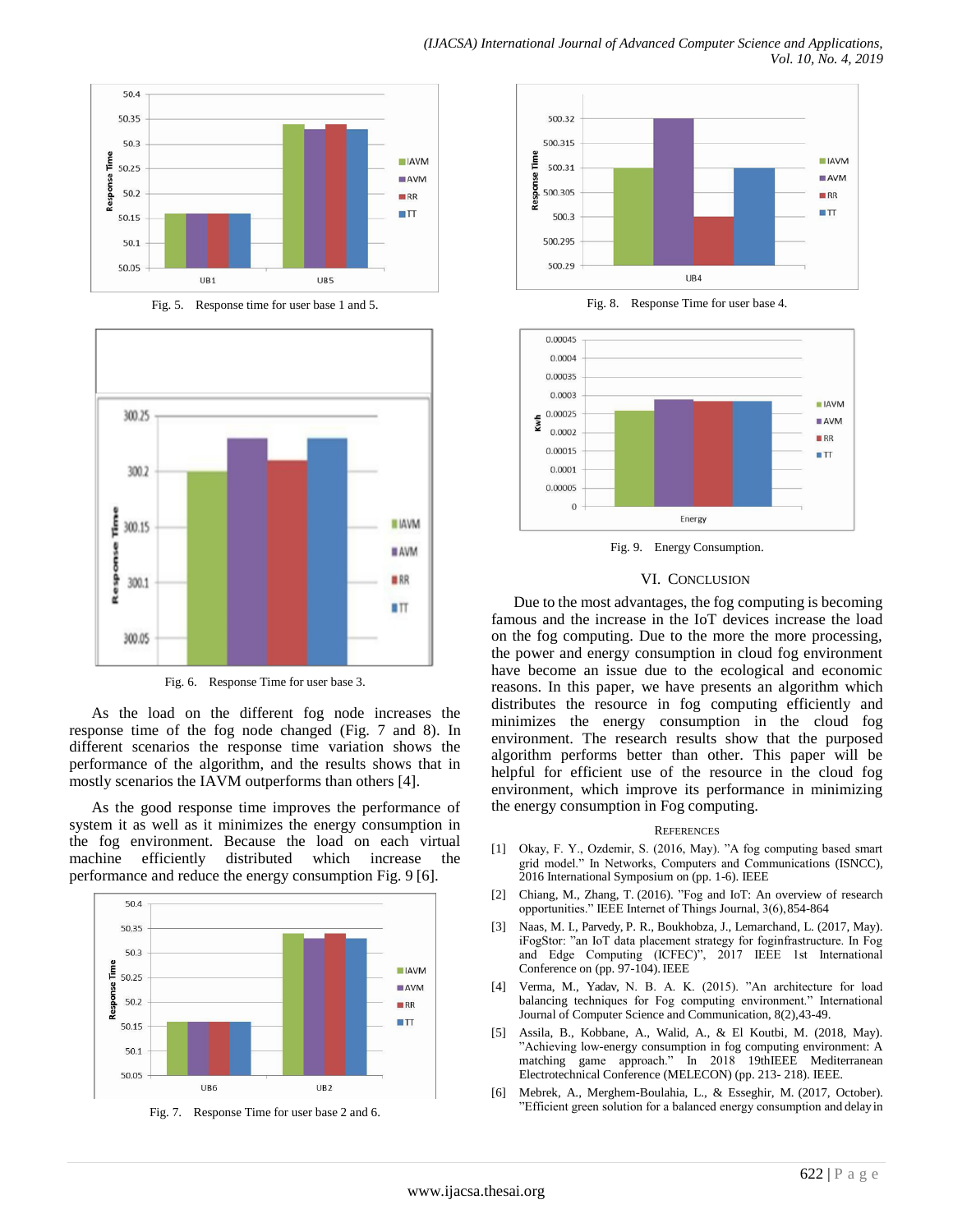Fig. 5. Response time for user base 1 and 5.

Fig. 6. Response Time for user base 3.

As the load on the different fog node increases the response time of the fog node changed (Fig. 7 and 8). In different scenarios the response time variation shows the performance of the algorithm, and the results shows that in mostly scenarios the IAVM outperforms than others [4].

As the good response time improves the performance of system it as well as it minimizes the energy consumption in the fog environment. Because the load on each virtual machine efficiently distributed which increase the performance and reduce the energy consumption Fig. 9 [6].

Fig. 7. Response Time for user base 2 and 6.

Fig. 8. Response Time for user base 4.

Fig. 9. Energy Consumption.

## VI. Conclusion

Due to the most advantages, the fog computing is becoming famous and the increase in the IoT devices increase the load on the fog computing. Due to the more the more processing, the power and energy consumption in cloud fog environment have become an issue due to the ecological and economic reasons. In this paper, we have presents an algorithm which distributes the resource in fog computing efficiently and minimizes the energy consumption in the cloud fog environment. The research results show that the purposed algorithm performs better than other. This paper will be helpful for efficient use of the resource in the cloud fog environment, which improve its performance in minimizing the energy consumption in Fog computing.

### References

[1] Okay, F. Y., Ozdemir, S. (2016, May). "A fog computing based smart grid model." In Networks, Computers and Communications (ISNCC), 2016 International Symposium on (pp. 1-6). IEEE

[2] Chiang, M., Zhang, T. (2016). "Fog and IoT: An overview of research opportunities." IEEE Internet of Things Journal, 3(6), 854-864

[3] Naas, M. I., Parvedy, P. R., Boukhobza, J., Lemarchand, L. (2017, May). iFogStor: "an IoT data placement strategy for foginfrastructure. In Fog and Edge Computing (ICFEC)", 2017 IEEE 1st International Conference on (pp. 97-104). IEEE

[4] Verma, M., Yadav, N. B. A. K. (2015). "An architecture for load balancing techniques for Fog computing environment." International Journal of Computer Science and Communication, 8(2), 43-49.

[5] Assila, B., Kobbane, A., Walid, A., & El Koutbi, M. (2018, May). "Achieving low-energy consumption in fog computing environment: A matching game approach." In 2018 19thIEEE Mediterranean Electrotechnical Conference (MELECON) (pp. 213- 218). IEEE.

[6] Mebrek, A., Merghem-Boulahia, L., & Esseghir, M. (2017, October). "Efficient green solution for a balanced energy consumption and delay in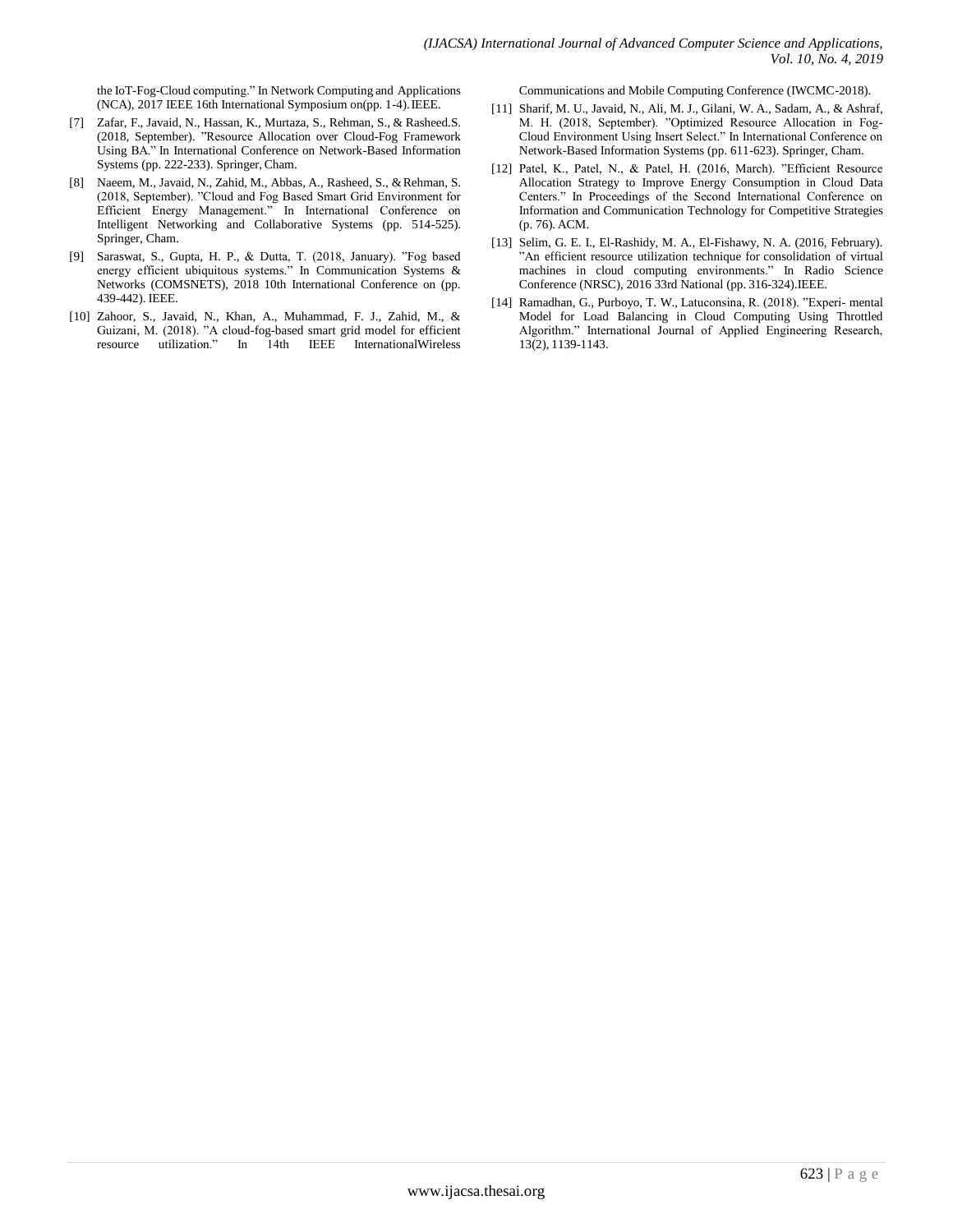the IoT-Fog-Cloud computing." In Network Computing and Applications (NCA), 2017 IEEE 16th International Symposium on(pp. 1-4). IEEE.

[7] Zafar, F., Javaid, N., Hassan, K., Murtaza, S., Rehman, S., & Rasheed.S. (2018, September). "Resource Allocation over Cloud-Fog Framework Using BA." In International Conference on Network-Based Information Systems (pp. 222-233). Springer, Cham.

[8] Naeem, M., Javaid, N., Zahid, M., Abbas, A., Rasheed, S., & Rehman, S. (2018, September). "Cloud and Fog Based Smart Grid Environment for Efficient Energy Management." In International Conference on Intelligent Networking and Collaborative Systems (pp. 514-525). Springer, Cham.

[9] Saraswat, S., Gupta, H. P., & Dutta, T. (2018, January). "Fog based energy efficient ubiquitous systems." In Communication Systems & Networks (COMSNETS), 2018 10th International Conference on (pp. 439-442). IEEE.

[10] Zahoor, S., Javaid, N., Khan, A., Muhammad, F. J., Zahid, M., & Guizani, M. (2018). "A cloud-fog-based smart grid model for efficient resource utilization." In 14th IEEE InternationalWireless Communications and Mobile Computing Conference (IWCMC-2018).

[11] Sharif, M. U., Javaid, N., Ali, M. J., Gilani, W. A., Sadam, A., & Ashraf, M. H. (2018, September). "Optimized Resource Allocation in Fog-Cloud Environment Using Insert Select." In International Conference on Network-Based Information Systems (pp. 611-623). Springer, Cham.

[12] Patel, K., Patel, N., & Patel, H. (2016, March). "Efficient Resource Allocation Strategy to Improve Energy Consumption in Cloud Data Centers." In Proceedings of the Second International Conference on Information and Communication Technology for Competitive Strategies (p. 76). ACM.

[13] Selim, G. E. I., El-Rashidy, M. A., El-Fishawy, N. A. (2016, February). "An efficient resource utilization technique for consolidation of virtual machines in cloud computing environments." In Radio Science Conference (NRSC), 2016 33rd National (pp. 316-324).IEEE.

[14] Ramadhan, G., Purboyo, T. W., Latuconsina, R. (2018). "Experi- mental Model for Load Balancing in Cloud Computing Using Throttled Algorithm." International Journal of Applied Engineering Research, 13(2), 1139-1143.